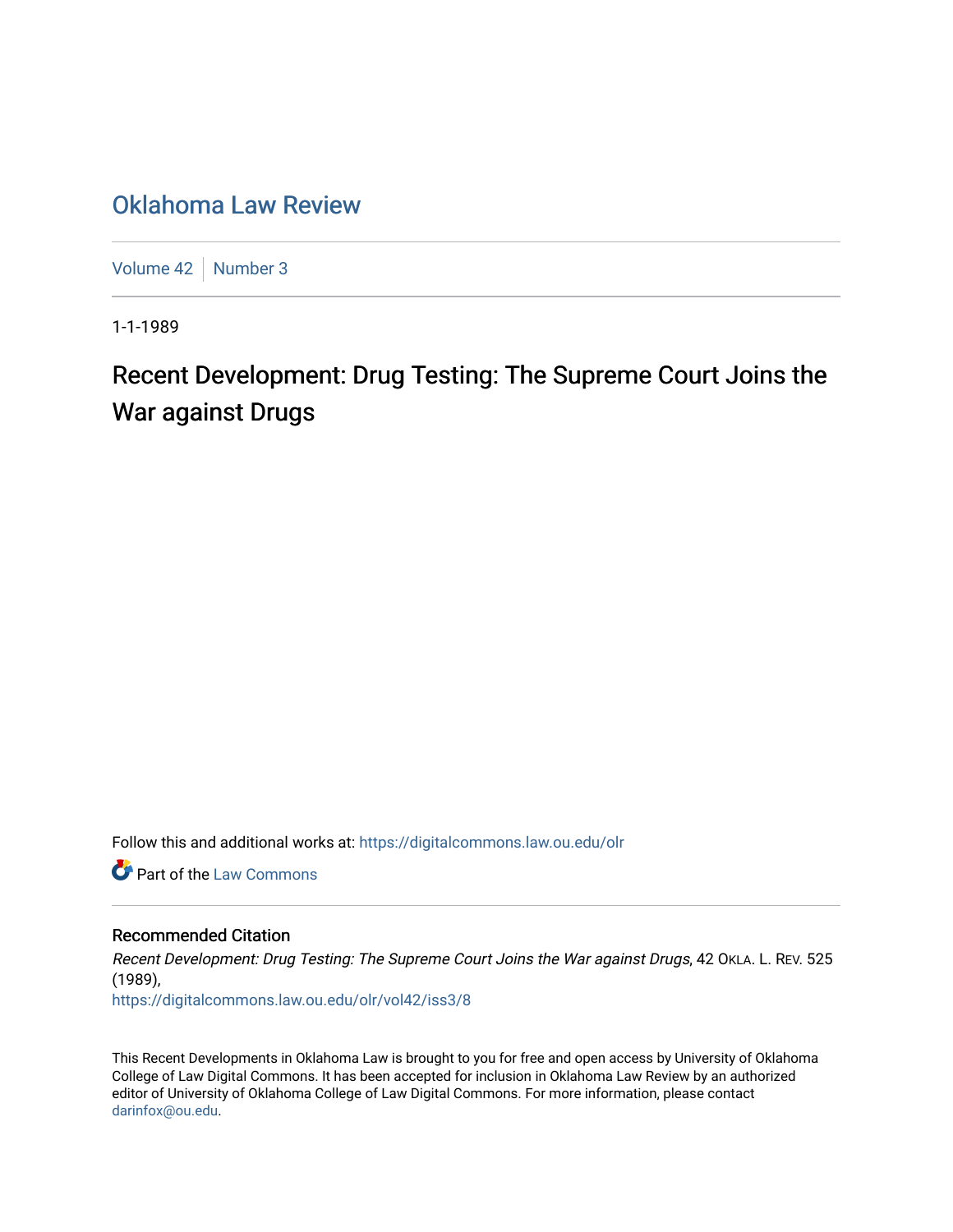# Oklahoma Law Review

Volume 42 | Number 3

1-1-1989

## Recent Development: Drug Testing: The Supreme Court Joins the War against Drugs

Follow this and additional works at: https://digitalcommons.law.ou.edu/olr

Part of the Law Commons

### Recommended Citation

*Recent Development: Drug Testing: The Supreme Court Joins the War against Drugs*, 42 OKLA. L. REV. 525 (1989),

https://digitalcommons.law.ou.edu/olr/vol42/iss3/8

This Recent Developments in Oklahoma Law is brought to you for free and open access by University of Oklahoma College of Law Digital Commons. It has been accepted for inclusion in Oklahoma Law Review by an authorized editor of University of Oklahoma College of Law Digital Commons. For more information, please contact darinfox@ou.edu.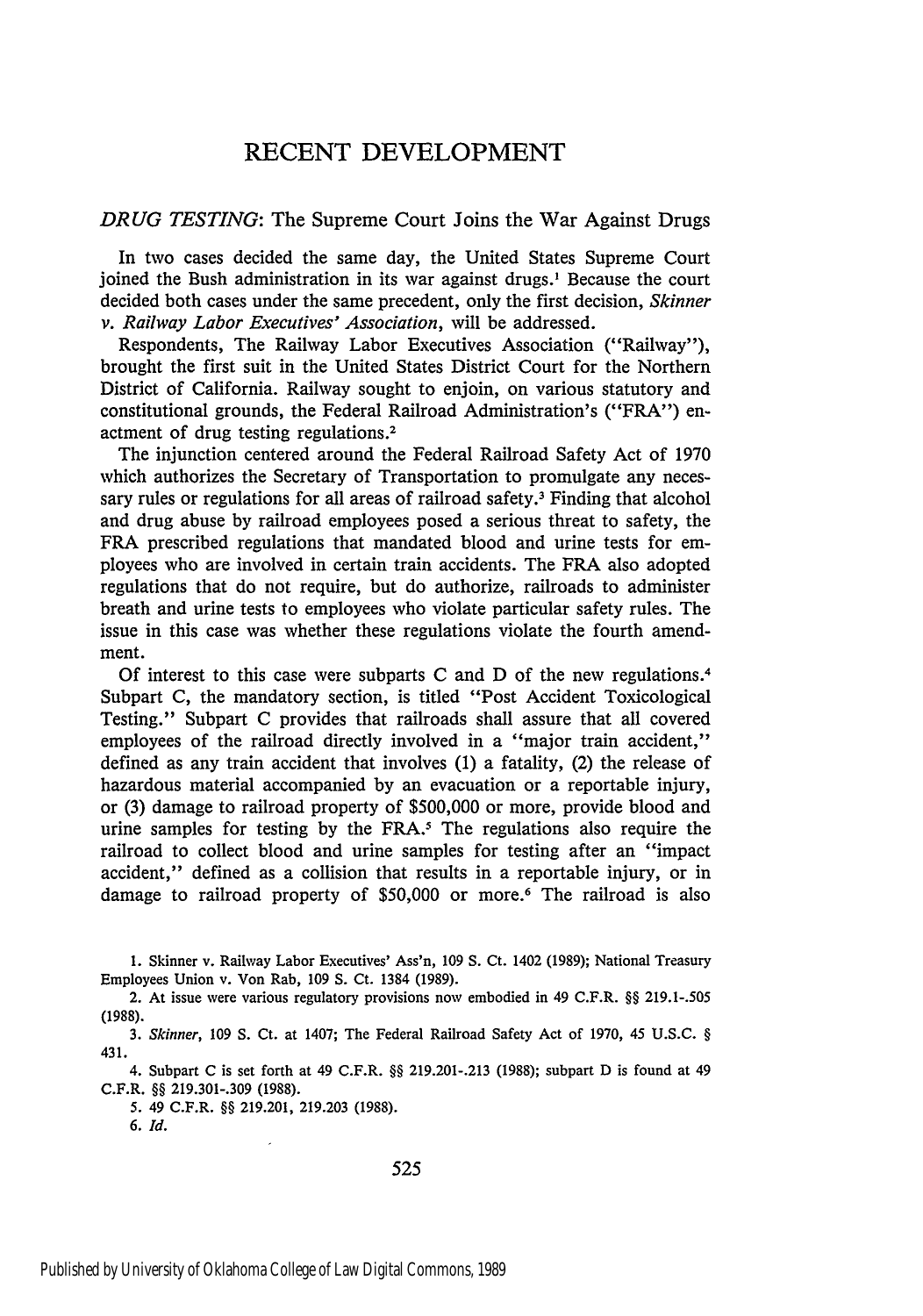# RECENT DEVELOPMENT

## *DRUG TESTING*: The Supreme Court Joins the War Against Drugs

In two cases decided the same day, the United States Supreme Court joined the Bush administration in its war against drugs.[1] Because the court decided both cases under the same precedent, only the first decision, *Skinner v. Railway Labor Executives' Association*, will be addressed.

Respondents, The Railway Labor Executives Association ("Railway"), brought the first suit in the United States District Court for the Northern District of California. Railway sought to enjoin, on various statutory and constitutional grounds, the Federal Railroad Administration's ("FRA") enactment of drug testing regulations.[2]

The injunction centered around the Federal Railroad Safety Act of 1970 which authorizes the Secretary of Transportation to promulgate any necessary rules or regulations for all areas of railroad safety.[3] Finding that alcohol and drug abuse by railroad employees posed a serious threat to safety, the FRA prescribed regulations that mandated blood and urine tests for employees who are involved in certain train accidents. The FRA also adopted regulations that do not require, but do authorize, railroads to administer breath and urine tests to employees who violate particular safety rules. The issue in this case was whether these regulations violate the fourth amendment.

Of interest to this case were subparts C and D of the new regulations.[4] Subpart C, the mandatory section, is titled "Post Accident Toxicological Testing." Subpart C provides that railroads shall assure that all covered employees of the railroad directly involved in a "major train accident," defined as any train accident that involves (1) a fatality, (2) the release of hazardous material accompanied by an evacuation or a reportable injury, or (3) damage to railroad property of $500,000 or more, provide blood and urine samples for testing by the FRA.[5] The regulations also require the railroad to collect blood and urine samples for testing after an "impact accident," defined as a collision that results in a reportable injury, or in damage to railroad property of $50,000 or more.[6] The railroad is also

---

1. Skinner v. Railway Labor Executives' Ass'n, 109 S. Ct. 1402 (1989); National Treasury Employees Union v. Von Rab, 109 S. Ct. 1384 (1989).

2. At issue were various regulatory provisions now embodied in 49 C.F.R. §§ 219.1-.505 (1988).

3. *Skinner*, 109 S. Ct. at 1407; The Federal Railroad Safety Act of 1970, 45 U.S.C. § 431.

4. Subpart C is set forth at 49 C.F.R. §§ 219.201-.213 (1988); subpart D is found at 49 C.F.R. §§ 219.301-.309 (1988).

5. 49 C.F.R. §§ 219.201, 219.203 (1988).

6. *Id.*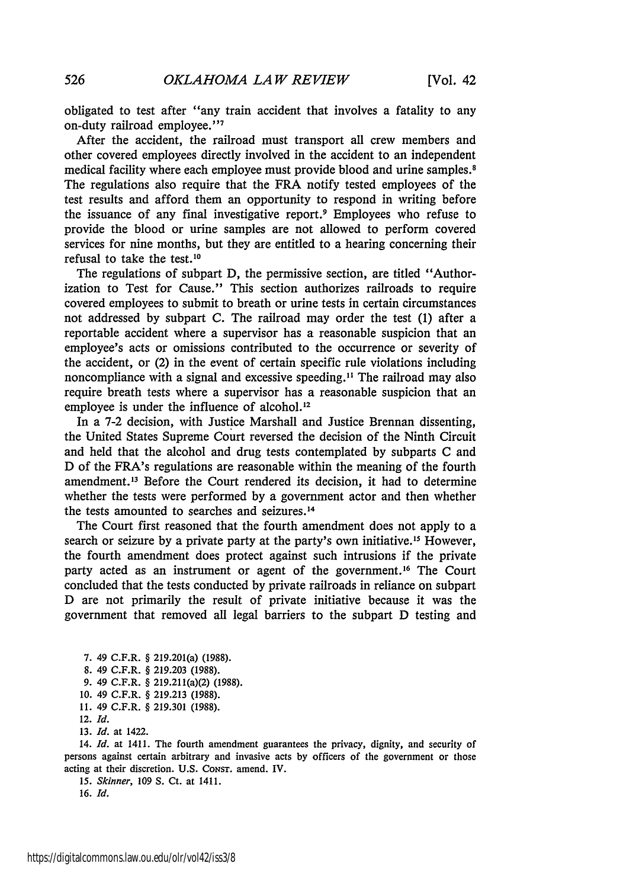obligated to test after "any train accident that involves a fatality to any on-duty railroad employee."[7]

After the accident, the railroad must transport all crew members and other covered employees directly involved in the accident to an independent medical facility where each employee must provide blood and urine samples.[8] The regulations also require that the FRA notify tested employees of the test results and afford them an opportunity to respond in writing before the issuance of any final investigative report.[9] Employees who refuse to provide the blood or urine samples are not allowed to perform covered services for nine months, but they are entitled to a hearing concerning their refusal to take the test.[10]

The regulations of subpart D, the permissive section, are titled "Authorization to Test for Cause." This section authorizes railroads to require covered employees to submit to breath or urine tests in certain circumstances not addressed by subpart C. The railroad may order the test (1) after a reportable accident where a supervisor has a reasonable suspicion that an employee's acts or omissions contributed to the occurrence or severity of the accident, or (2) in the event of certain specific rule violations including noncompliance with a signal and excessive speeding.[11] The railroad may also require breath tests where a supervisor has a reasonable suspicion that an employee is under the influence of alcohol.[12]

In a 7-2 decision, with Justice Marshall and Justice Brennan dissenting, the United States Supreme Court reversed the decision of the Ninth Circuit and held that the alcohol and drug tests contemplated by subparts C and D of the FRA's regulations are reasonable within the meaning of the fourth amendment.[13] Before the Court rendered its decision, it had to determine whether the tests were performed by a government actor and then whether the tests amounted to searches and seizures.[14]

The Court first reasoned that the fourth amendment does not apply to a search or seizure by a private party at the party's own initiative.[15] However, the fourth amendment does protect against such intrusions if the private party acted as an instrument or agent of the government.[16] The Court concluded that the tests conducted by private railroads in reliance on subpart D are not primarily the result of private initiative because it was the government that removed all legal barriers to the subpart D testing and

7. 49 C.F.R. § 219.201(a) (1988).

8. 49 C.F.R. § 219.203 (1988).

9. 49 C.F.R. § 219.211(a)(2) (1988).

10. 49 C.F.R. § 219.213 (1988).

11. 49 C.F.R. § 219.301 (1988).

12. *Id.*

13. *Id.* at 1422.

14. *Id.* at 1411. The fourth amendment guarantees the privacy, dignity, and security of persons against certain arbitrary and invasive acts by officers of the government or those acting at their discretion. U.S. CONST. amend. IV.

15. *Skinner*, 109 S. Ct. at 1411.

16. *Id.*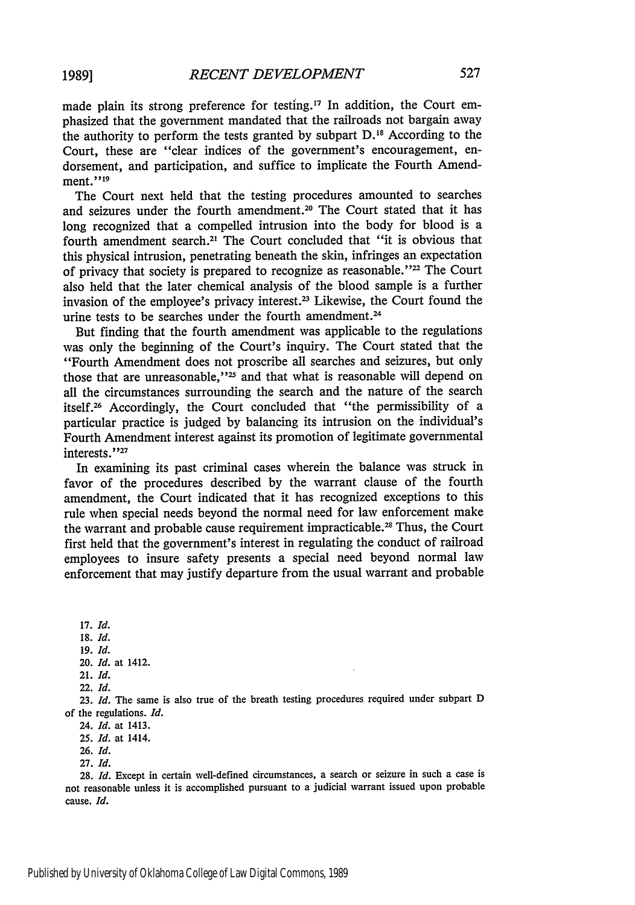made plain its strong preference for testing.[17] In addition, the Court emphasized that the government mandated that the railroads not bargain away the authority to perform the tests granted by subpart D.[18] According to the Court, these are "clear indices of the government's encouragement, endorsement, and participation, and suffice to implicate the Fourth Amendment."[19]

The Court next held that the testing procedures amounted to searches and seizures under the fourth amendment.[20] The Court stated that it has long recognized that a compelled intrusion into the body for blood is a fourth amendment search.[21] The Court concluded that "it is obvious that this physical intrusion, penetrating beneath the skin, infringes an expectation of privacy that society is prepared to recognize as reasonable."[22] The Court also held that the later chemical analysis of the blood sample is a further invasion of the employee's privacy interest.[23] Likewise, the Court found the urine tests to be searches under the fourth amendment.[24]

But finding that the fourth amendment was applicable to the regulations was only the beginning of the Court's inquiry. The Court stated that the "Fourth Amendment does not proscribe all searches and seizures, but only those that are unreasonable,"[25] and that what is reasonable will depend on all the circumstances surrounding the search and the nature of the search itself.[26] Accordingly, the Court concluded that "the permissibility of a particular practice is judged by balancing its intrusion on the individual's Fourth Amendment interest against its promotion of legitimate governmental interests."[27]

In examining its past criminal cases wherein the balance was struck in favor of the procedures described by the warrant clause of the fourth amendment, the Court indicated that it has recognized exceptions to this rule when special needs beyond the normal need for law enforcement make the warrant and probable cause requirement impracticable.[28] Thus, the Court first held that the government's interest in regulating the conduct of railroad employees to insure safety presents a special need beyond normal law enforcement that may justify departure from the usual warrant and probable

---

17. *Id.*
18. *Id.*
19. *Id.*
20. *Id.* at 1412.
21. *Id.*
22. *Id.*
23. *Id.* The same is also true of the breath testing procedures required under subpart D of the regulations. *Id.*
24. *Id.* at 1413.
25. *Id.* at 1414.
26. *Id.*
27. *Id.*
28. *Id.* Except in certain well-defined circumstances, a search or seizure in such a case is not reasonable unless it is accomplished pursuant to a judicial warrant issued upon probable cause. *Id.*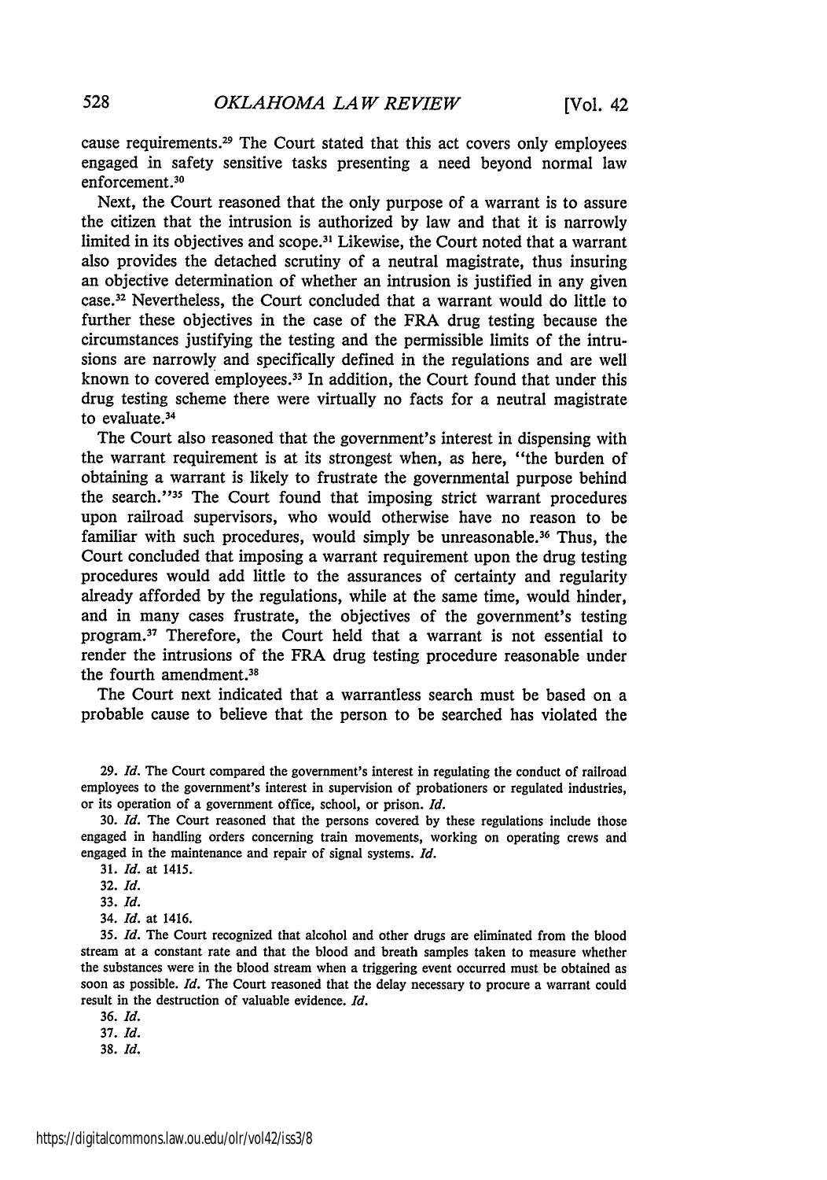cause requirements.[29] The Court stated that this act covers only employees engaged in safety sensitive tasks presenting a need beyond normal law enforcement.[30]

Next, the Court reasoned that the only purpose of a warrant is to assure the citizen that the intrusion is authorized by law and that it is narrowly limited in its objectives and scope.[31] Likewise, the Court noted that a warrant also provides the detached scrutiny of a neutral magistrate, thus insuring an objective determination of whether an intrusion is justified in any given case.[32] Nevertheless, the Court concluded that a warrant would do little to further these objectives in the case of the FRA drug testing because the circumstances justifying the testing and the permissible limits of the intrusions are narrowly and specifically defined in the regulations and are well known to covered employees.[33] In addition, the Court found that under this drug testing scheme there were virtually no facts for a neutral magistrate to evaluate.[34]

The Court also reasoned that the government's interest in dispensing with the warrant requirement is at its strongest when, as here, "the burden of obtaining a warrant is likely to frustrate the governmental purpose behind the search."[35] The Court found that imposing strict warrant procedures upon railroad supervisors, who would otherwise have no reason to be familiar with such procedures, would simply be unreasonable.[36] Thus, the Court concluded that imposing a warrant requirement upon the drug testing procedures would add little to the assurances of certainty and regularity already afforded by the regulations, while at the same time, would hinder, and in many cases frustrate, the objectives of the government's testing program.[37] Therefore, the Court held that a warrant is not essential to render the intrusions of the FRA drug testing procedure reasonable under the fourth amendment.[38]

The Court next indicated that a warrantless search must be based on a probable cause to believe that the person to be searched has violated the

29. *Id.* The Court compared the government's interest in regulating the conduct of railroad employees to the government's interest in supervision of probationers or regulated industries, or its operation of a government office, school, or prison. *Id.*

30. *Id.* The Court reasoned that the persons covered by these regulations include those engaged in handling orders concerning train movements, working on operating crews and engaged in the maintenance and repair of signal systems. *Id.*

31. *Id.* at 1415.

32. *Id.*

33. *Id.*

34. *Id.* at 1416.

35. *Id.* The Court recognized that alcohol and other drugs are eliminated from the blood stream at a constant rate and that the blood and breath samples taken to measure whether the substances were in the blood stream when a triggering event occurred must be obtained as soon as possible. *Id.* The Court reasoned that the delay necessary to procure a warrant could result in the destruction of valuable evidence. *Id.*

36. *Id.*

37. *Id.*

38. *Id.*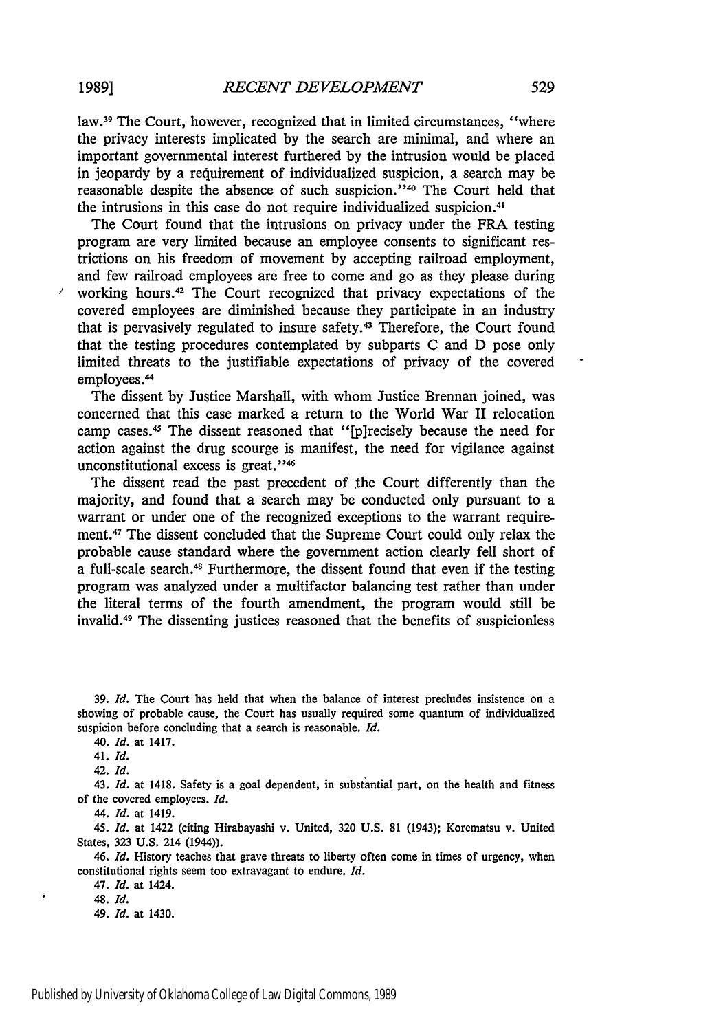law.[39] The Court, however, recognized that in limited circumstances, "where the privacy interests implicated by the search are minimal, and where an important governmental interest furthered by the intrusion would be placed in jeopardy by a requirement of individualized suspicion, a search may be reasonable despite the absence of such suspicion."[40] The Court held that the intrusions in this case do not require individualized suspicion.[41]

The Court found that the intrusions on privacy under the FRA testing program are very limited because an employee consents to significant restrictions on his freedom of movement by accepting railroad employment, and few railroad employees are free to come and go as they please during working hours.[42] The Court recognized that privacy expectations of the covered employees are diminished because they participate in an industry that is pervasively regulated to insure safety.[43] Therefore, the Court found that the testing procedures contemplated by subparts C and D pose only limited threats to the justifiable expectations of privacy of the covered employees.[44]

The dissent by Justice Marshall, with whom Justice Brennan joined, was concerned that this case marked a return to the World War II relocation camp cases.[45] The dissent reasoned that "[p]recisely because the need for action against the drug scourge is manifest, the need for vigilance against unconstitutional excess is great."[46]

The dissent read the past precedent of the Court differently than the majority, and found that a search may be conducted only pursuant to a warrant or under one of the recognized exceptions to the warrant requirement.[47] The dissent concluded that the Supreme Court could only relax the probable cause standard where the government action clearly fell short of a full-scale search.[48] Furthermore, the dissent found that even if the testing program was analyzed under a multifactor balancing test rather than under the literal terms of the fourth amendment, the program would still be invalid.[49] The dissenting justices reasoned that the benefits of suspicionless

39. *Id.* The Court has held that when the balance of interest precludes insistence on a showing of probable cause, the Court has usually required some quantum of individualized suspicion before concluding that a search is reasonable. *Id.*

40. *Id.* at 1417.

41. *Id.*

42. *Id.*

43. *Id.* at 1418. Safety is a goal dependent, in substantial part, on the health and fitness of the covered employees. *Id.*

44. *Id.* at 1419.

45. *Id.* at 1422 (citing Hirabayashi v. United, 320 U.S. 81 (1943); Korematsu v. United States, 323 U.S. 214 (1944)).

46. *Id.* History teaches that grave threats to liberty often come in times of urgency, when constitutional rights seem too extravagant to endure. *Id.*

47. *Id.* at 1424.

48. *Id.*

49. *Id.* at 1430.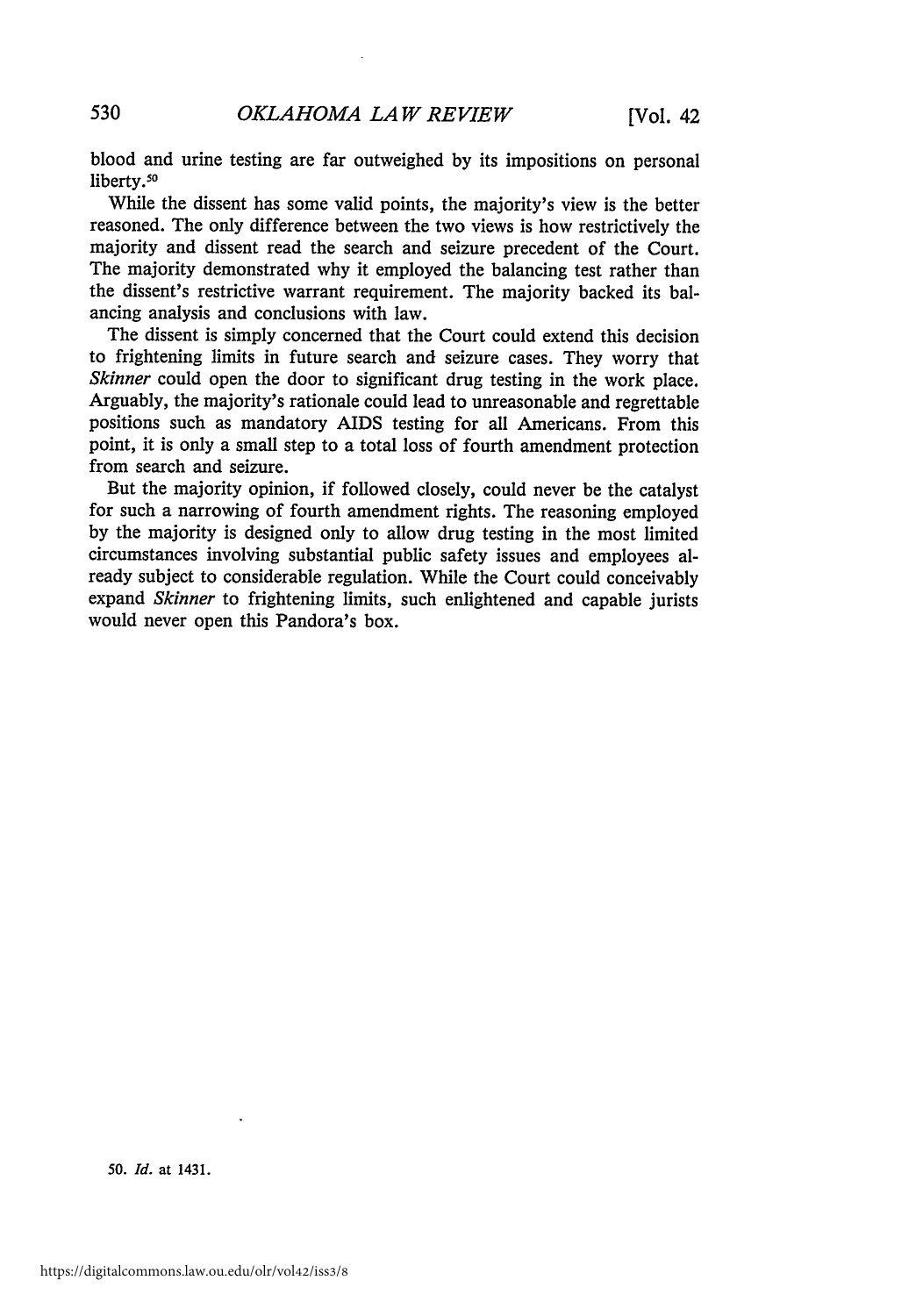blood and urine testing are far outweighed by its impositions on personal liberty.[50]

While the dissent has some valid points, the majority's view is the better reasoned. The only difference between the two views is how restrictively the majority and dissent read the search and seizure precedent of the Court. The majority demonstrated why it employed the balancing test rather than the dissent's restrictive warrant requirement. The majority backed its balancing analysis and conclusions with law.

The dissent is simply concerned that the Court could extend this decision to frightening limits in future search and seizure cases. They worry that *Skinner* could open the door to significant drug testing in the work place. Arguably, the majority's rationale could lead to unreasonable and regrettable positions such as mandatory AIDS testing for all Americans. From this point, it is only a small step to a total loss of fourth amendment protection from search and seizure.

But the majority opinion, if followed closely, could never be the catalyst for such a narrowing of fourth amendment rights. The reasoning employed by the majority is designed only to allow drug testing in the most limited circumstances involving substantial public safety issues and employees already subject to considerable regulation. While the Court could conceivably expand *Skinner* to frightening limits, such enlightened and capable jurists would never open this Pandora's box.

50. *Id.* at 1431.